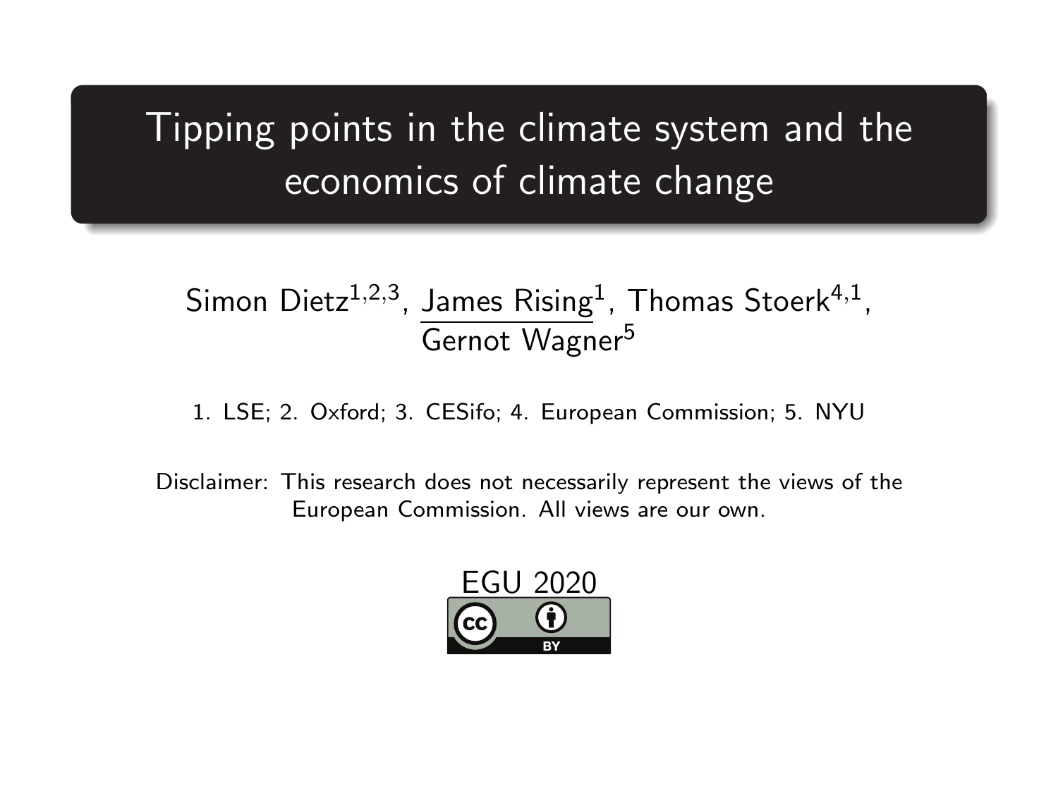# Tipping points in the climate system and the economics of climate change

Simon Dietz[1,2,3], James Rising[1], Thomas Stoerk[4,1], Gernot Wagner[5]

1. LSE; 2. Oxford; 3. CESifo; 4. European Commission; 5. NYU

Disclaimer: This research does not necessarily represent the views of the European Commission. All views are our own.

EGU 2020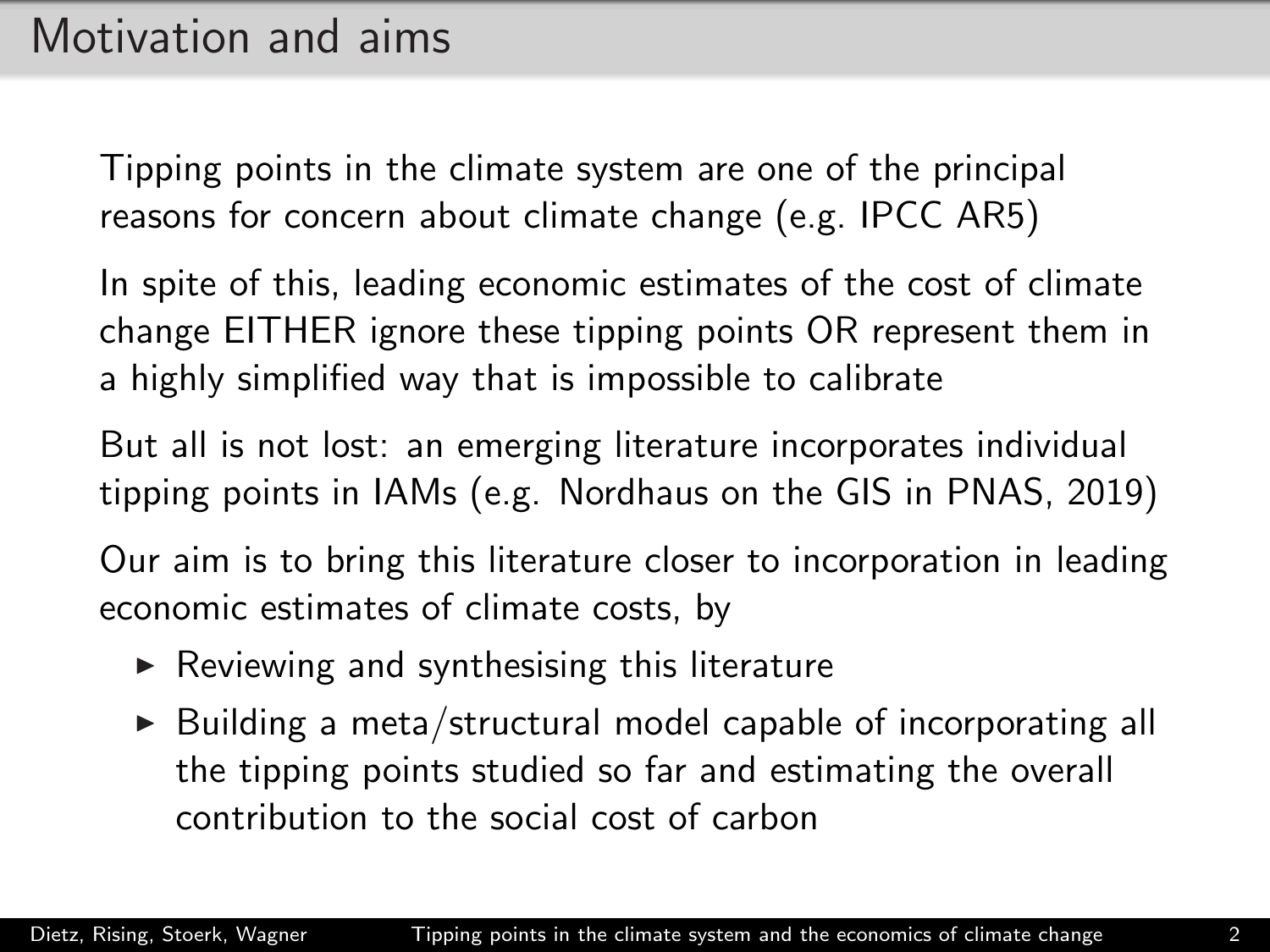# Motivation and aims

Tipping points in the climate system are one of the principal reasons for concern about climate change (e.g. IPCC AR5)

In spite of this, leading economic estimates of the cost of climate change EITHER ignore these tipping points OR represent them in a highly simplified way that is impossible to calibrate

But all is not lost: an emerging literature incorporates individual tipping points in IAMs (e.g. Nordhaus on the GIS in PNAS, 2019)

Our aim is to bring this literature closer to incorporation in leading economic estimates of climate costs, by

- Reviewing and synthesising this literature
- Building a meta/structural model capable of incorporating all the tipping points studied so far and estimating the overall contribution to the social cost of carbon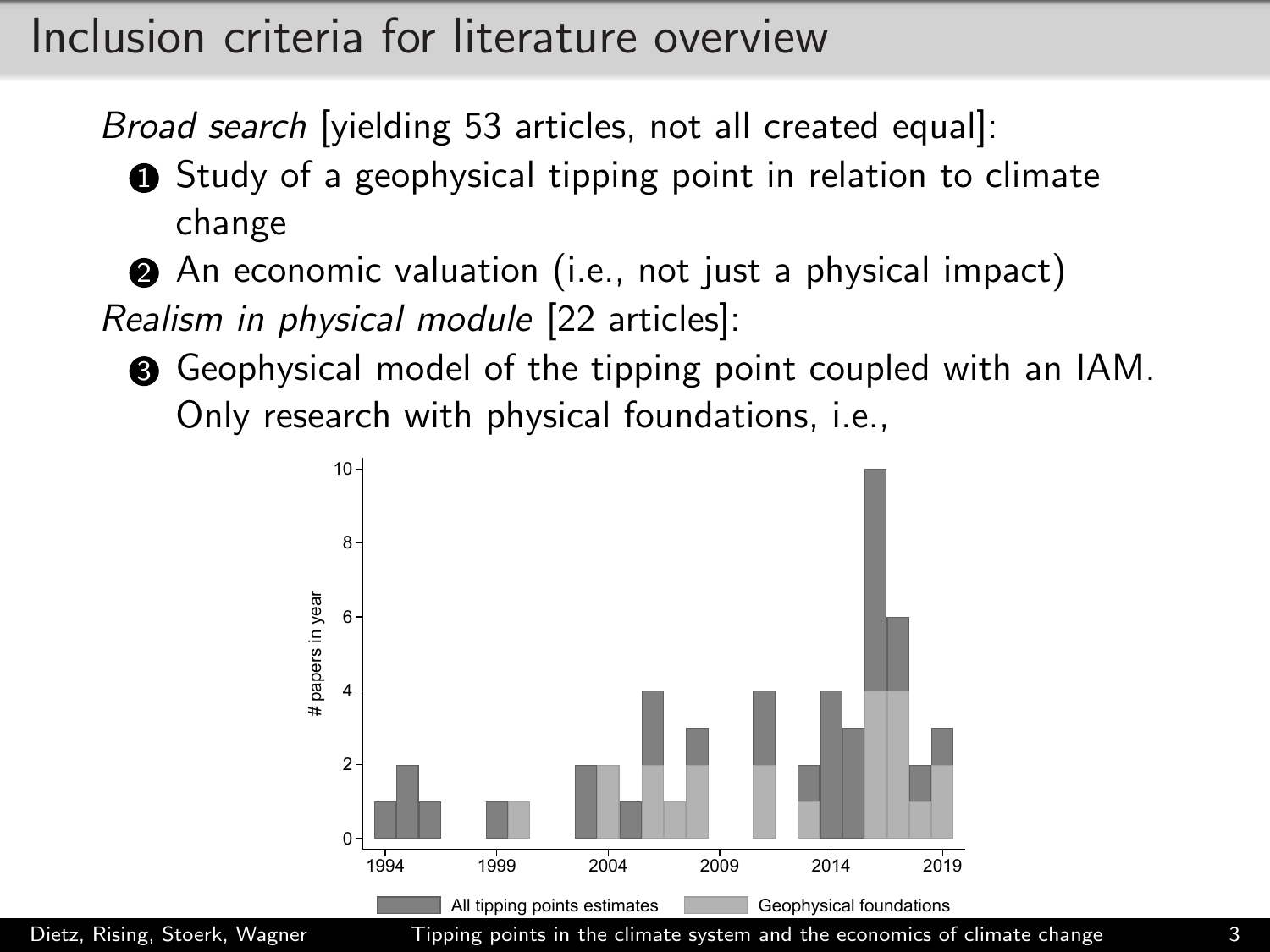# Inclusion criteria for literature overview

*Broad search* [yielding 53 articles, not all created equal]:

1. Study of a geophysical tipping point in relation to climate change
2. An economic valuation (i.e., not just a physical impact)

*Realism in physical module* [22 articles]:

3. Geophysical model of the tipping point coupled with an IAM. Only research with physical foundations, i.e.,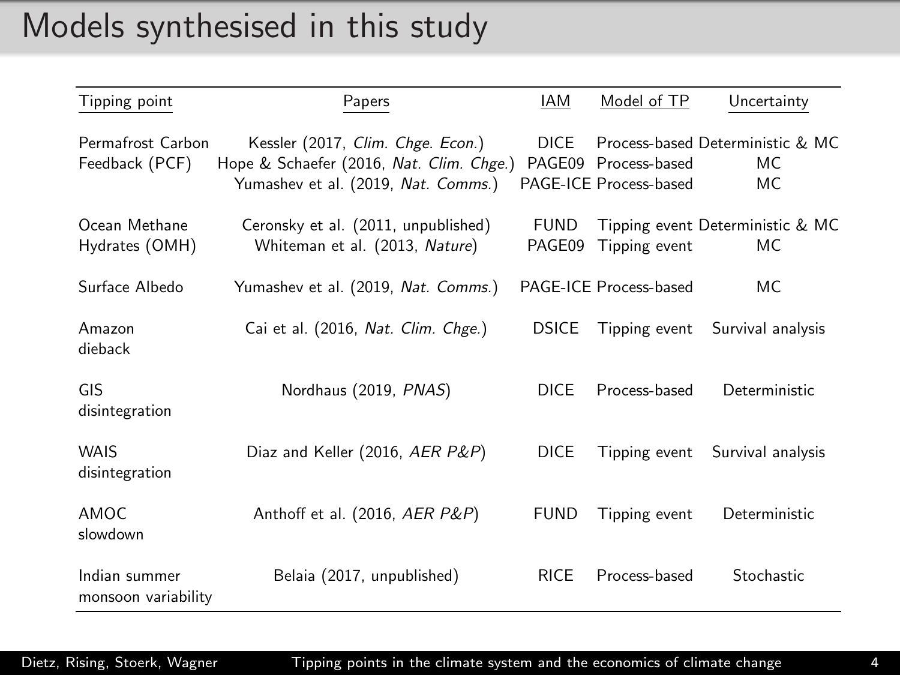# Models synthesised in this study

| Tipping point | Papers | IAM | Model of TP | Uncertainty |
|---|---|---|---|---|
| Permafrost Carbon Feedback (PCF) | Kessler (2017, *Clim. Chge. Econ.*) | DICE | Process-based | Deterministic & MC |
| | Hope & Schaefer (2016, *Nat. Clim. Chge.*) | PAGE09 | Process-based | MC |
| | Yumashev et al. (2019, *Nat. Comms.*) | PAGE-ICE | Process-based | MC |
| Ocean Methane Hydrates (OMH) | Ceronsky et al. (2011, unpublished) | FUND | Tipping event | Deterministic & MC |
| | Whiteman et al. (2013, *Nature*) | PAGE09 | Tipping event | MC |
| Surface Albedo | Yumashev et al. (2019, *Nat. Comms.*) | PAGE-ICE | Process-based | MC |
| Amazon dieback | Cai et al. (2016, *Nat. Clim. Chge.*) | DSICE | Tipping event | Survival analysis |
| GIS disintegration | Nordhaus (2019, *PNAS*) | DICE | Process-based | Deterministic |
| WAIS disintegration | Diaz and Keller (2016, *AER P&P*) | DICE | Tipping event | Survival analysis |
| AMOC slowdown | Anthoff et al. (2016, *AER P&P*) | FUND | Tipping event | Deterministic |
| Indian summer monsoon variability | Belaia (2017, unpublished) | RICE | Process-based | Stochastic |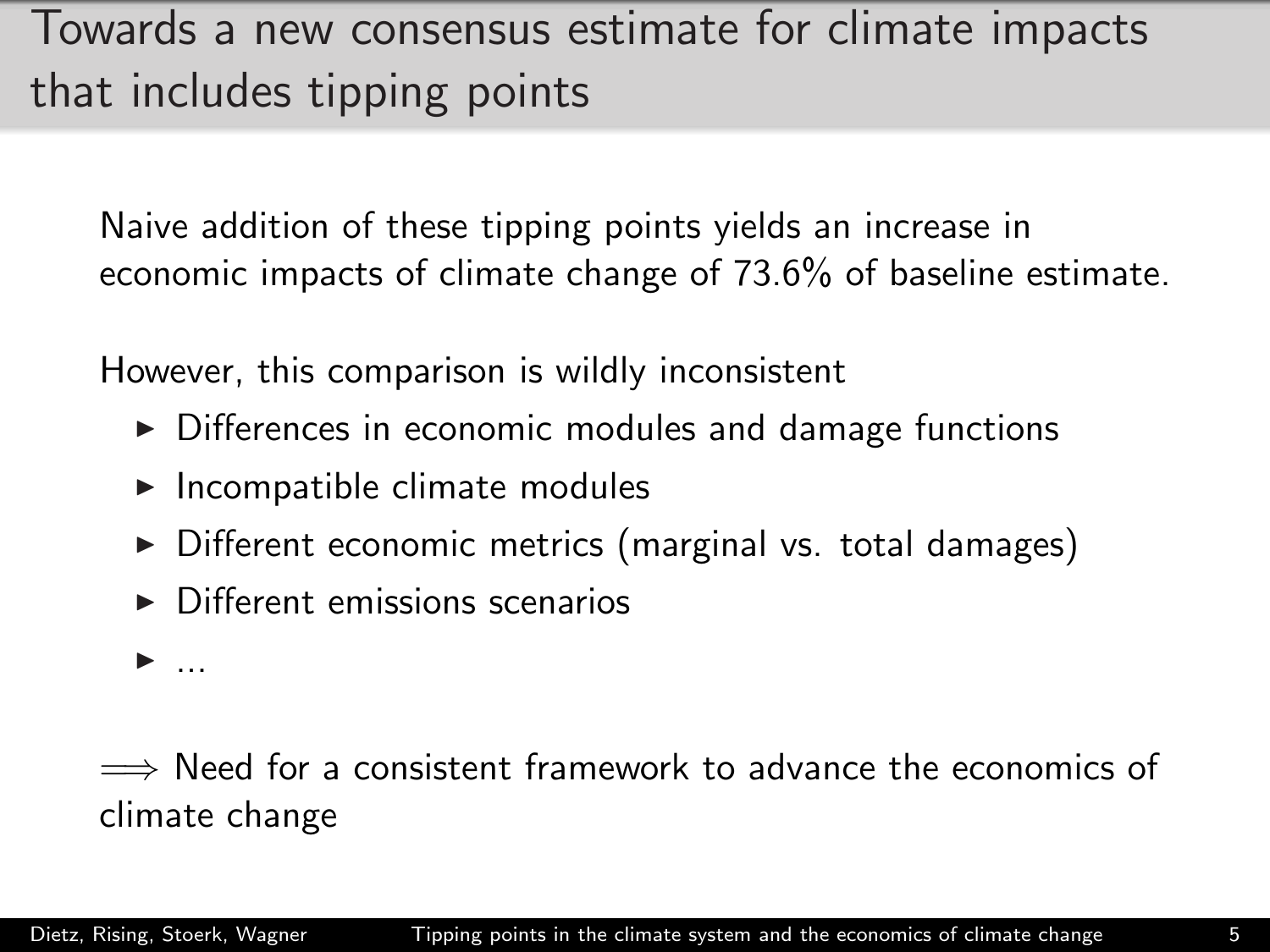# Towards a new consensus estimate for climate impacts that includes tipping points

Naive addition of these tipping points yields an increase in economic impacts of climate change of 73.6% of baseline estimate.

However, this comparison is wildly inconsistent

- Differences in economic modules and damage functions
- Incompatible climate modules
- Different economic metrics (marginal vs. total damages)
- Different emissions scenarios
- ...

$\Longrightarrow$ Need for a consistent framework to advance the economics of climate change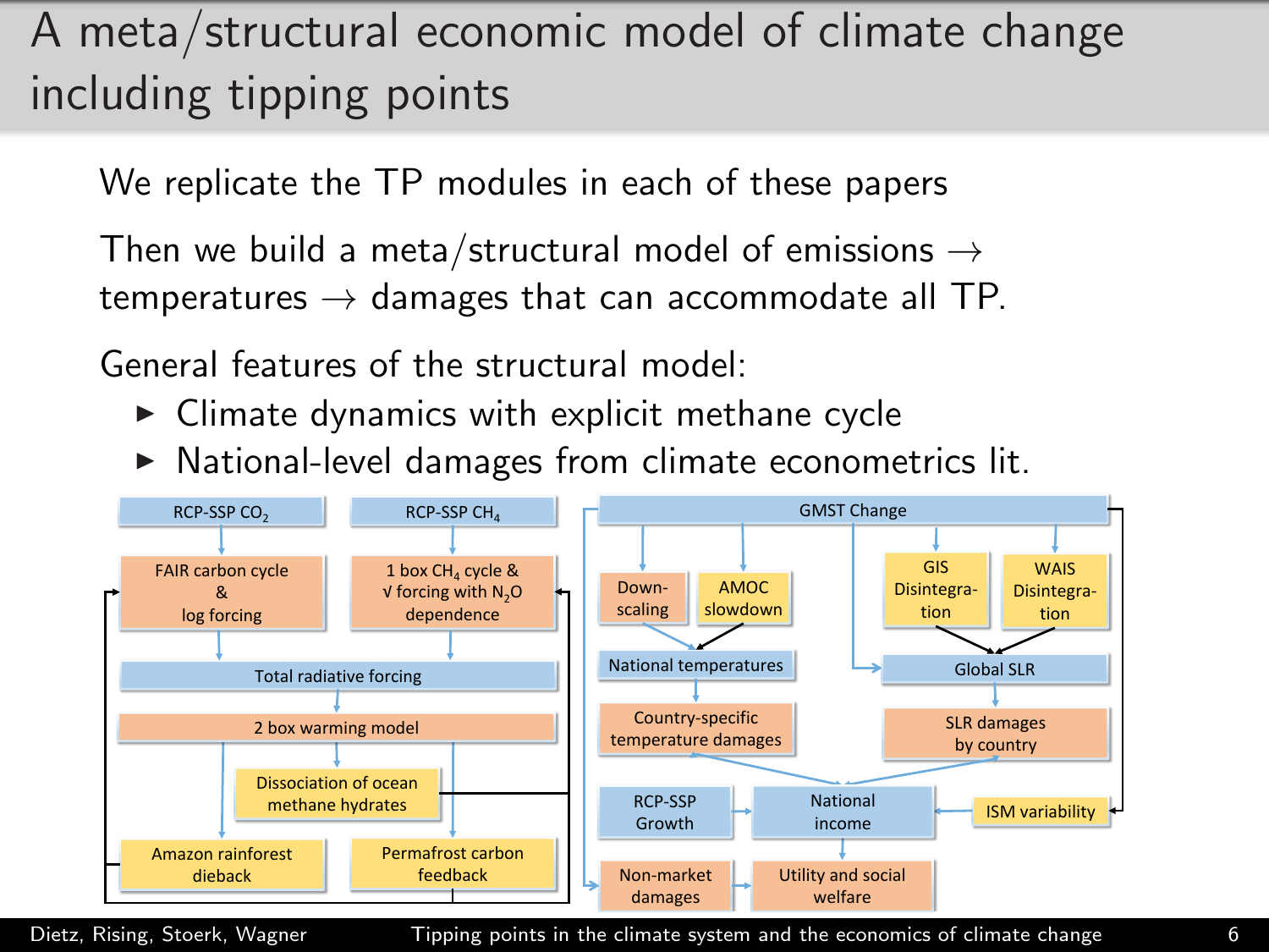# A meta/structural economic model of climate change including tipping points

We replicate the TP modules in each of these papers

Then we build a meta/structural model of emissions → temperatures → damages that can accommodate all TP.

General features of the structural model:

- Climate dynamics with explicit methane cycle
- National-level damages from climate econometrics lit.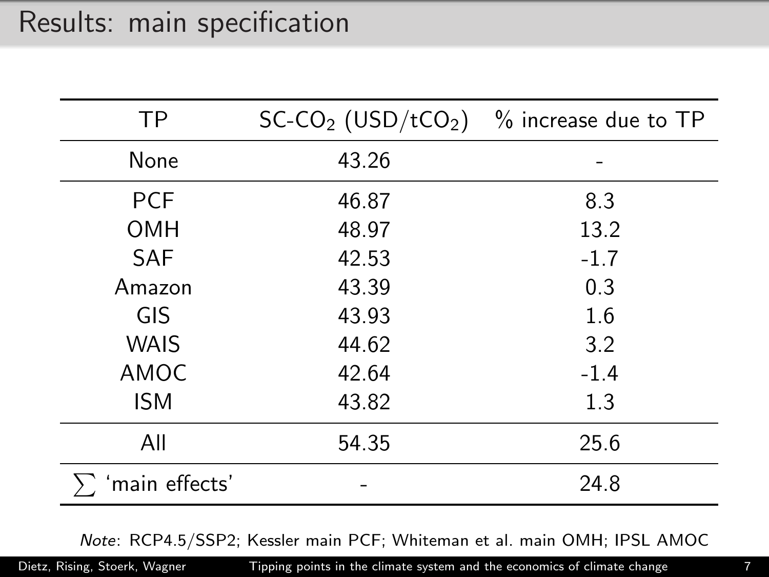# Results: main specification

| TP | SC-$CO_2$ (USD/t$CO_2$) | % increase due to TP |
|---|---|---|
| None | 43.26 | - |
| PCF | 46.87 | 8.3 |
| OMH | 48.97 | 13.2 |
| SAF | 42.53 | -1.7 |
| Amazon | 43.39 | 0.3 |
| GIS | 43.93 | 1.6 |
| WAIS | 44.62 | 3.2 |
| AMOC | 42.64 | -1.4 |
| ISM | 43.82 | 1.3 |
| All | 54.35 | 25.6 |
| $\sum$ 'main effects' | - | 24.8 |

*Note*: RCP4.5/SSP2; Kessler main PCF; Whiteman et al. main OMH; IPSL AMOC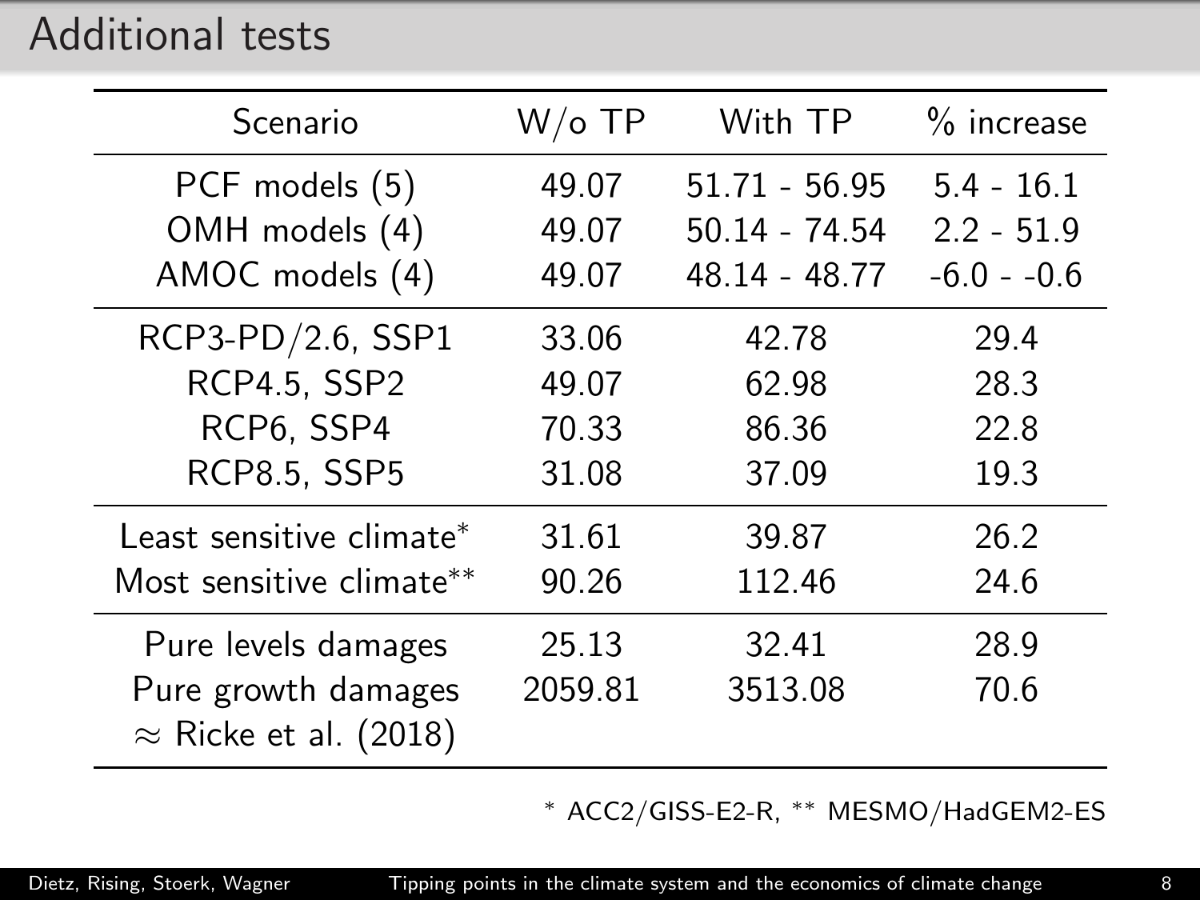# Additional tests

| Scenario | W/o TP | With TP | % increase |
|---|---|---|---|
| PCF models (5) | 49.07 | 51.71 - 56.95 | 5.4 - 16.1 |
| OMH models (4) | 49.07 | 50.14 - 74.54 | 2.2 - 51.9 |
| AMOC models (4) | 49.07 | 48.14 - 48.77 | -6.0 - -0.6 |
| RCP3-PD/2.6, SSP1 | 33.06 | 42.78 | 29.4 |
| RCP4.5, SSP2 | 49.07 | 62.98 | 28.3 |
| RCP6, SSP4 | 70.33 | 86.36 | 22.8 |
| RCP8.5, SSP5 | 31.08 | 37.09 | 19.3 |
| Least sensitive climate* | 31.61 | 39.87 | 26.2 |
| Most sensitive climate** | 90.26 | 112.46 | 24.6 |
| Pure levels damages | 25.13 | 32.41 | 28.9 |
| Pure growth damages $\approx$ Ricke et al. (2018) | 2059.81 | 3513.08 | 70.6 |

* ACC2/GISS-E2-R, ** MESMO/HadGEM2-ES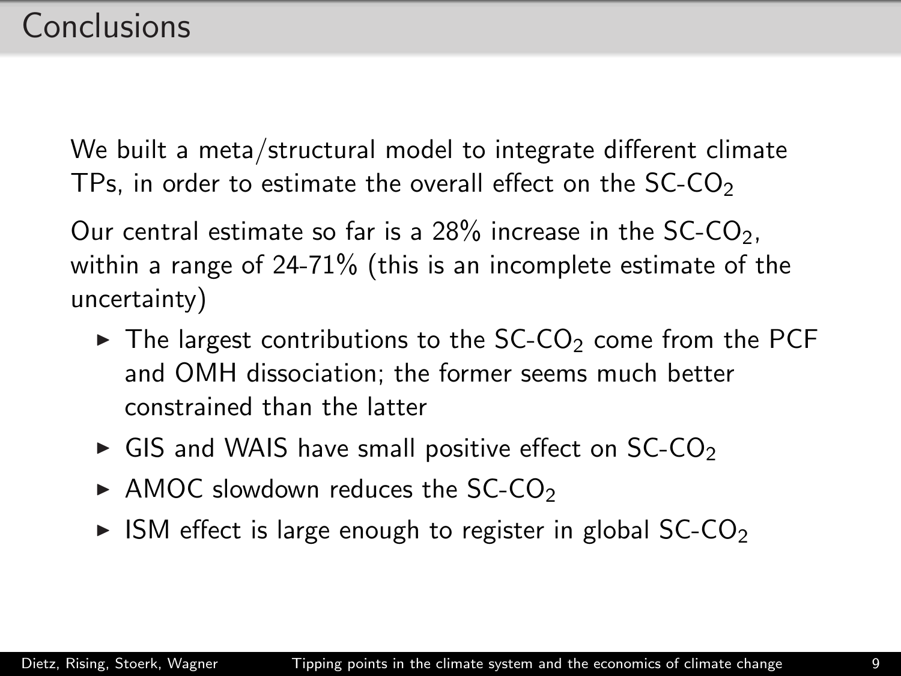# Conclusions

We built a meta/structural model to integrate different climate TPs, in order to estimate the overall effect on the SC-$CO_2$

Our central estimate so far is a 28% increase in the SC-$CO_2$, within a range of 24-71% (this is an incomplete estimate of the uncertainty)

- The largest contributions to the SC-$CO_2$ come from the PCF and OMH dissociation; the former seems much better constrained than the latter
- GIS and WAIS have small positive effect on SC-$CO_2$
- AMOC slowdown reduces the SC-$CO_2$
- ISM effect is large enough to register in global SC-$CO_2$